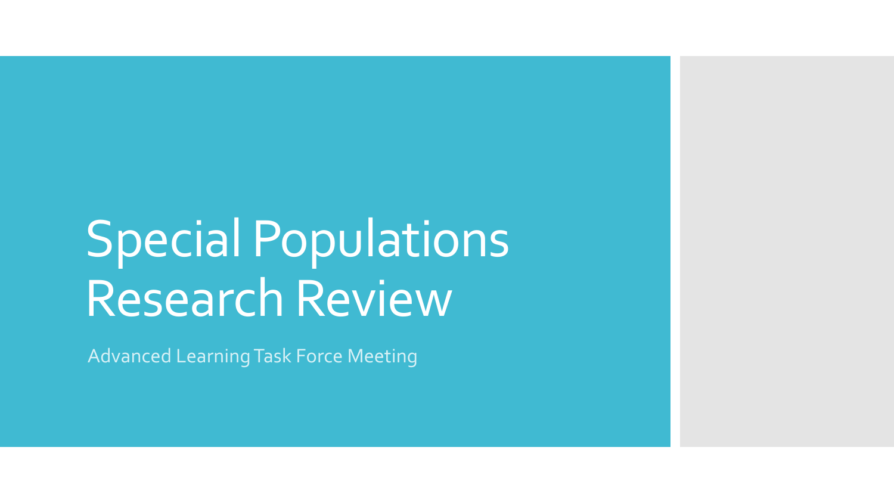# Special Populations Research Review

Advanced Learning Task Force Meeting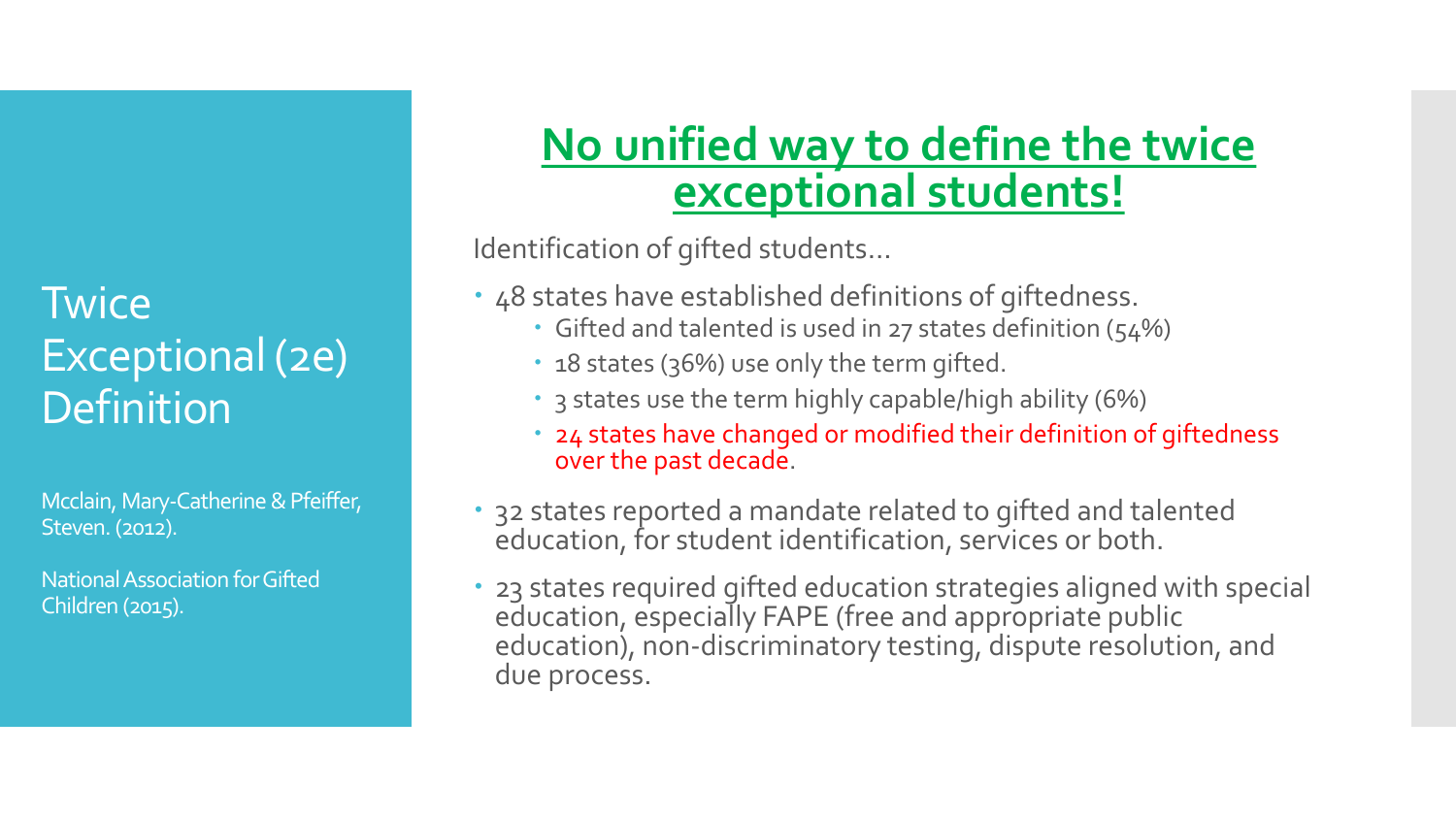# Twice Exceptional (2e) Definition

Mcclain, Mary-Catherine & Pfeiffer, Steven. (2012).

National Association for Gifted Children (2015).

## No unified way to define the twice exceptional students!

Identification of gifted students…

- 48 states have established definitions of giftedness.
  - Gifted and talented is used in 27 states definition (54%)
  - 18 states (36%) use only the term gifted.
  - 3 states use the term highly capable/high ability (6%)
  - 24 states have changed or modified their definition of giftedness over the past decade.
- 32 states reported a mandate related to gifted and talented education, for student identification, services or both.
- 23 states required gifted education strategies aligned with special education, especially FAPE (free and appropriate public education), non-discriminatory testing, dispute resolution, and due process.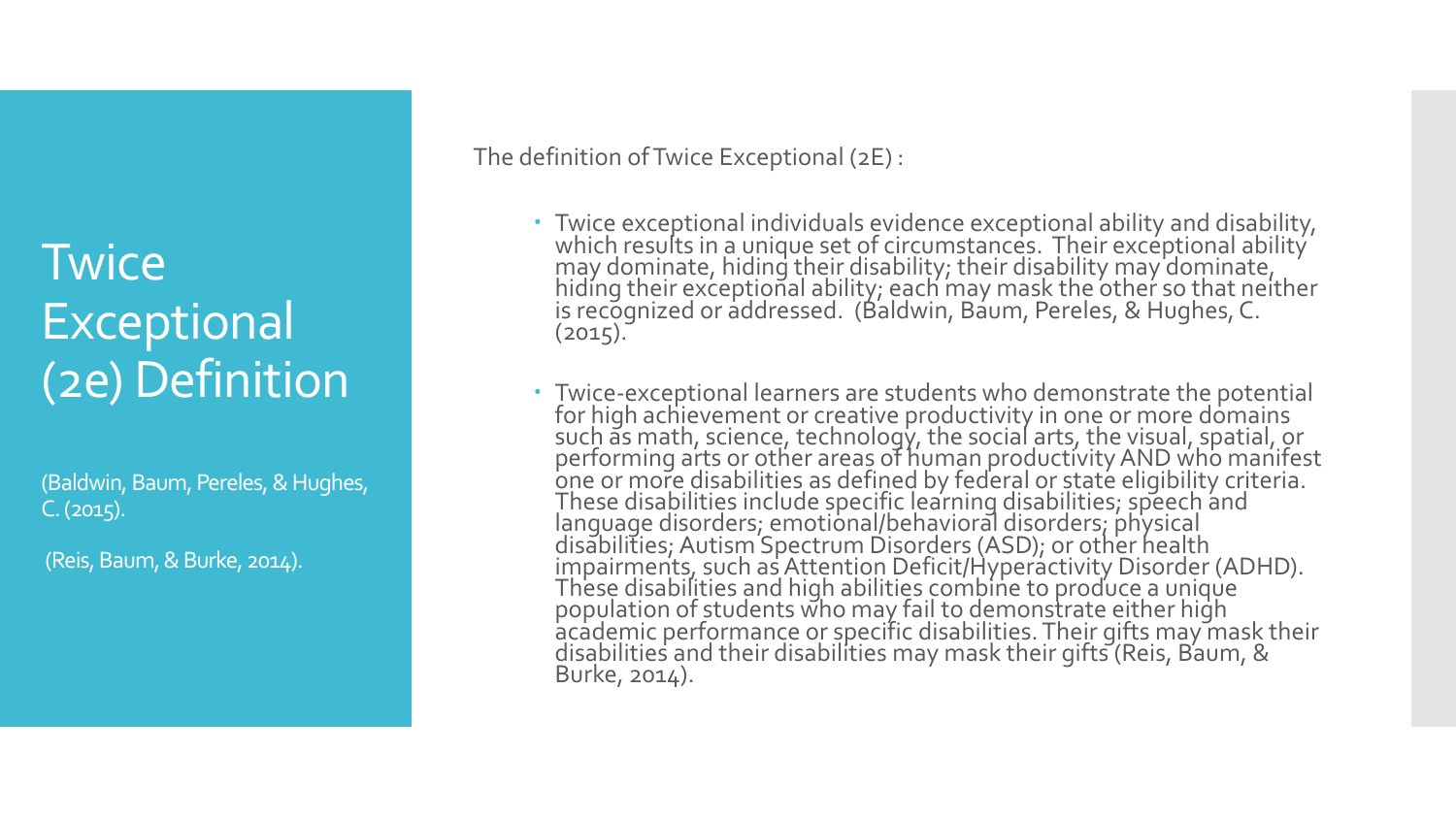# Twice Exceptional (2e) Definition

(Baldwin, Baum, Pereles, & Hughes, C. (2015).

(Reis, Baum, & Burke, 2014).

The definition of Twice Exceptional (2E) :

- Twice exceptional individuals evidence exceptional ability and disability, which results in a unique set of circumstances. Their exceptional ability may dominate, hiding their disability; their disability may dominate, hiding their exceptional ability; each may mask the other so that neither is recognized or addressed. (Baldwin, Baum, Pereles, & Hughes, C. (2015).
- Twice-exceptional learners are students who demonstrate the potential for high achievement or creative productivity in one or more domains such as math, science, technology, the social arts, the visual, spatial, or performing arts or other areas of human productivity AND who manifest one or more disabilities as defined by federal or state eligibility criteria. These disabilities include specific learning disabilities; speech and language disorders; emotional/behavioral disorders; physical disabilities; Autism Spectrum Disorders (ASD); or other health impairments, such as Attention Deficit/Hyperactivity Disorder (ADHD). These disabilities and high abilities combine to produce a unique population of students who may fail to demonstrate either high academic performance or specific disabilities. Their gifts may mask their disabilities and their disabilities may mask their gifts (Reis, Baum, & Burke, 2014).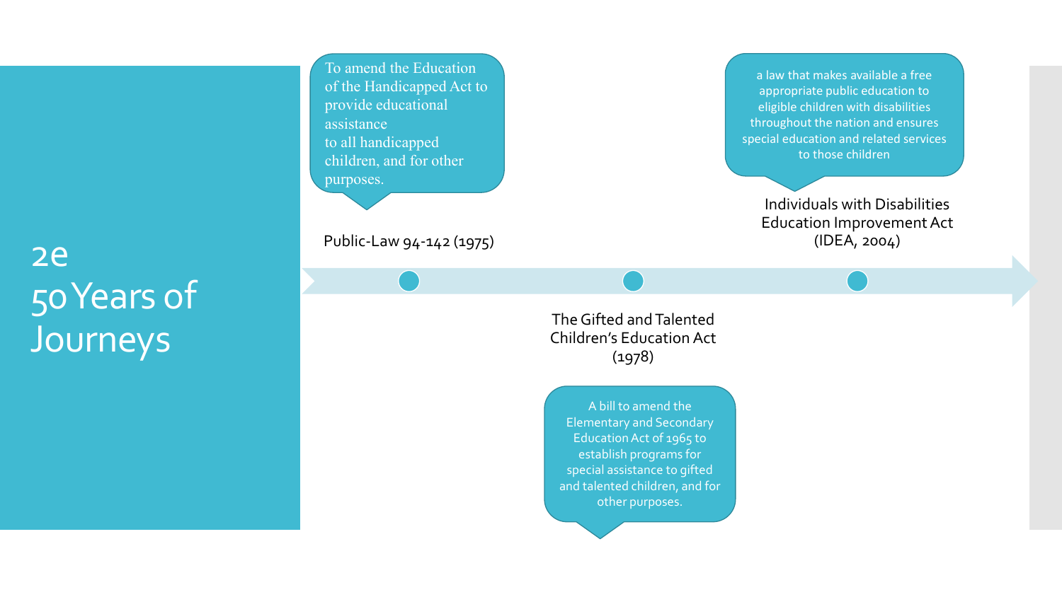# 2e
# 50 Years of Journeys

**Public-Law 94-142 (1975)**

To amend the Education of the Handicapped Act to provide educational assistance to all handicapped children, and for other purposes.

**The Gifted and Talented Children's Education Act (1978)**

A bill to amend the Elementary and Secondary Education Act of 1965 to establish programs for special assistance to gifted and talented children, and for other purposes.

**Individuals with Disabilities Education Improvement Act (IDEA, 2004)**

a law that makes available a free appropriate public education to eligible children with disabilities throughout the nation and ensures special education and related services to those children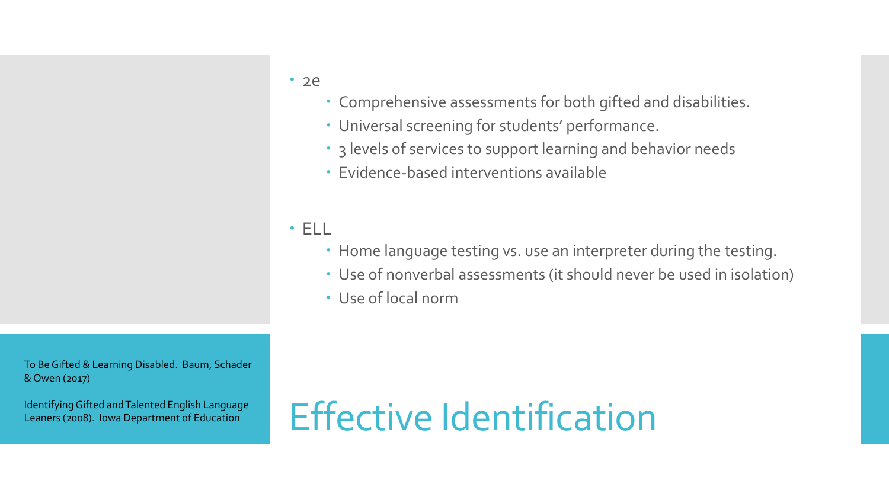# Effective Identification

- 2e
  - Comprehensive assessments for both gifted and disabilities.
  - Universal screening for students' performance.
  - 3 levels of services to support learning and behavior needs
  - Evidence-based interventions available

- ELL
  - Home language testing vs. use an interpreter during the testing.
  - Use of nonverbal assessments (it should never be used in isolation)
  - Use of local norm

To Be Gifted & Learning Disabled. Baum, Schader & Owen (2017)

Identifying Gifted and Talented English Language Leaners (2008). Iowa Department of Education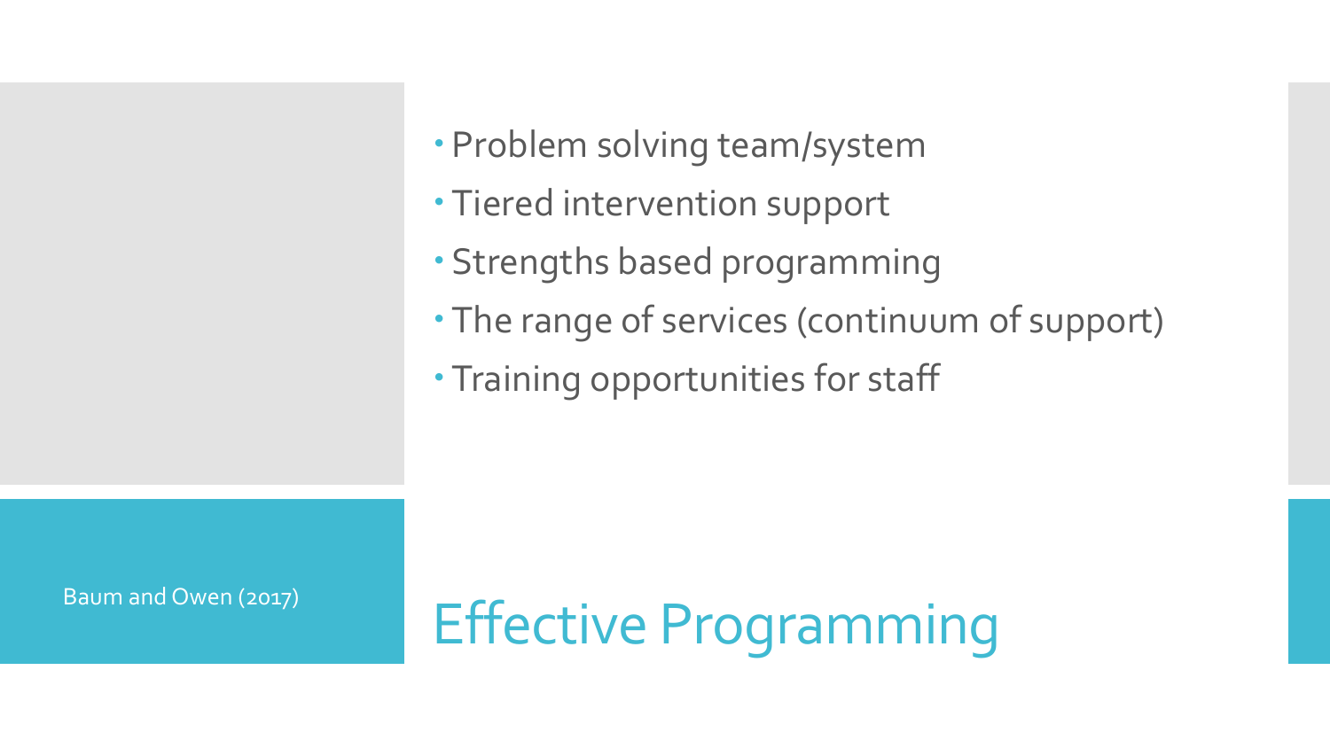# Effective Programming

Baum and Owen (2017)

- Problem solving team/system
- Tiered intervention support
- Strengths based programming
- The range of services (continuum of support)
- Training opportunities for staff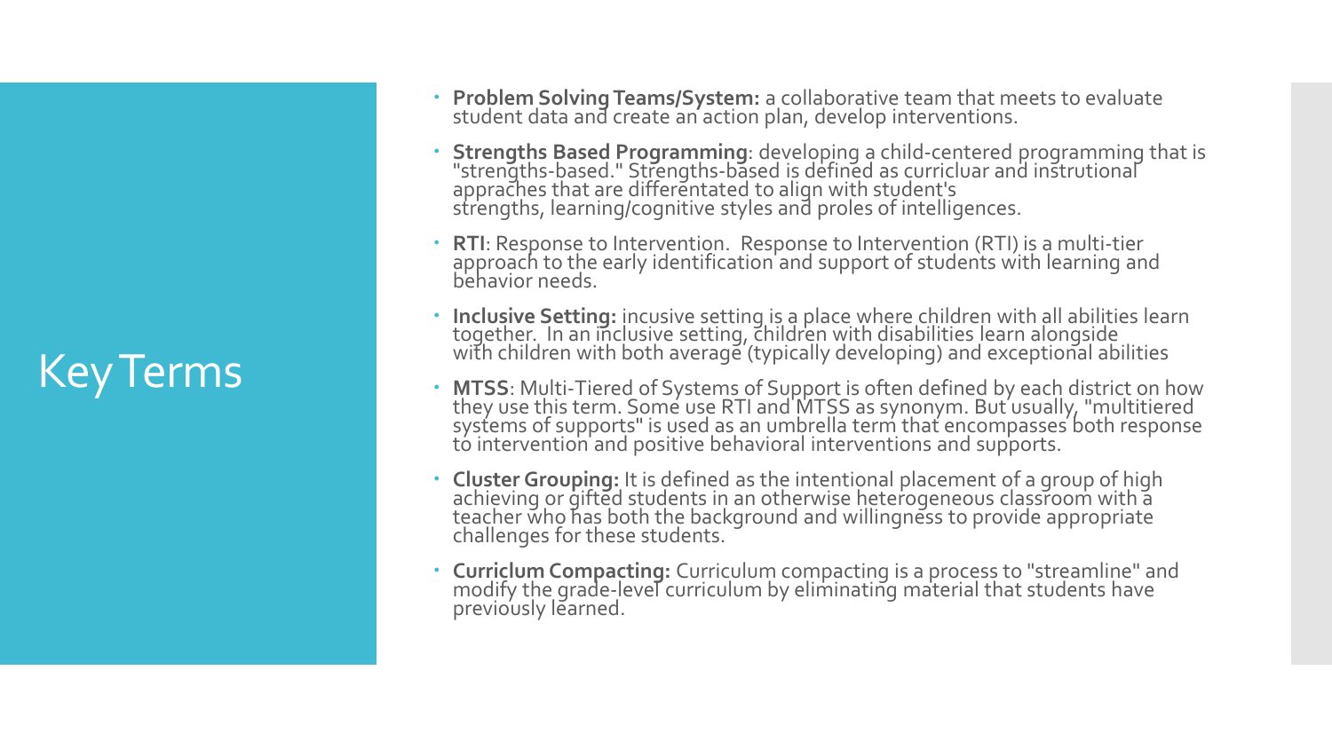# Key Terms

- **Problem Solving Teams/System:** a collaborative team that meets to evaluate student data and create an action plan, develop interventions.
- **Strengths Based Programming**: developing a child-centered programming that is "strengths-based." Strengths-based is defined as curricluar and instrutional appraches that are differentated to align with student's strengths, learning/cognitive styles and proles of intelligences.
- **RTI**: Response to Intervention. Response to Intervention (RTI) is a multi-tier approach to the early identification and support of students with learning and behavior needs.
- **Inclusive Setting:** incusive setting is a place where children with all abilities learn together. In an inclusive setting, children with disabilities learn alongside with children with both average (typically developing) and exceptional abilities
- **MTSS**: Multi-Tiered of Systems of Support is often defined by each district on how they use this term. Some use RTI and MTSS as synonym. But usually, "multitiered systems of supports" is used as an umbrella term that encompasses both response to intervention and positive behavioral interventions and supports.
- **Cluster Grouping:** It is defined as the intentional placement of a group of high achieving or gifted students in an otherwise heterogeneous classroom with a teacher who has both the background and willingness to provide appropriate challenges for these students.
- **Curriclum Compacting:** Curriculum compacting is a process to "streamline" and modify the grade-level curriculum by eliminating material that students have previously learned.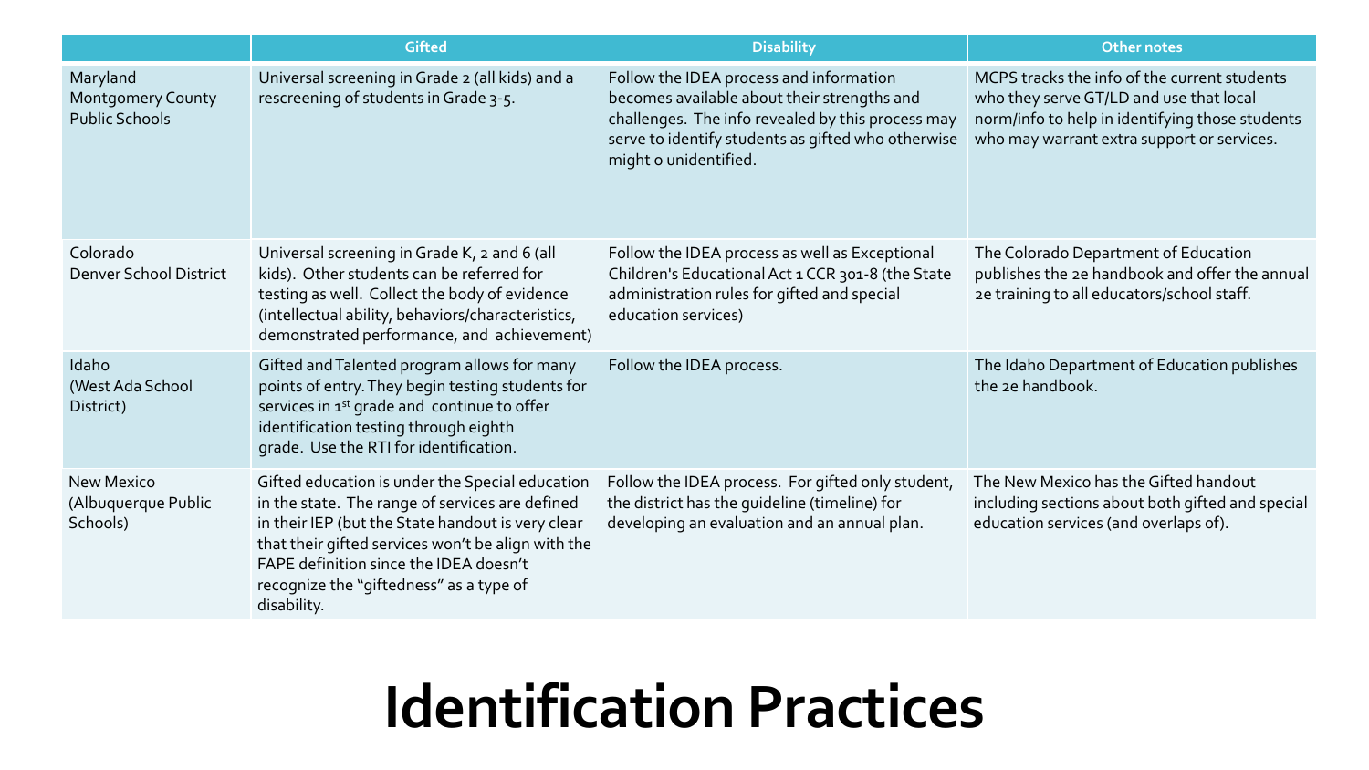| | Gifted | Disability | Other notes |
|---|---|---|---|
| Maryland Montgomery County Public Schools | Universal screening in Grade 2 (all kids) and a rescreening of students in Grade 3-5. | Follow the IDEA process and information becomes available about their strengths and challenges. The info revealed by this process may serve to identify students as gifted who otherwise might o unidentified. | MCPS tracks the info of the current students who they serve GT/LD and use that local norm/info to help in identifying those students who may warrant extra support or services. |
| Colorado Denver School District | Universal screening in Grade K, 2 and 6 (all kids). Other students can be referred for testing as well. Collect the body of evidence (intellectual ability, behaviors/characteristics, demonstrated performance, and achievement) | Follow the IDEA process as well as Exceptional Children's Educational Act 1 CCR 301-8 (the State administration rules for gifted and special education services) | The Colorado Department of Education publishes the 2e handbook and offer the annual 2e training to all educators/school staff. |
| Idaho (West Ada School District) | Gifted and Talented program allows for many points of entry. They begin testing students for services in 1st grade and continue to offer identification testing through eighth grade. Use the RTI for identification. | Follow the IDEA process. | The Idaho Department of Education publishes the 2e handbook. |
| New Mexico (Albuquerque Public Schools) | Gifted education is under the Special education in the state. The range of services are defined in their IEP (but the State handout is very clear that their gifted services won't be align with the FAPE definition since the IDEA doesn't recognize the "giftedness" as a type of disability. | Follow the IDEA process. For gifted only student, the district has the guideline (timeline) for developing an evaluation and an annual plan. | The New Mexico has the Gifted handout including sections about both gifted and special education services (and overlaps of). |

# Identification Practices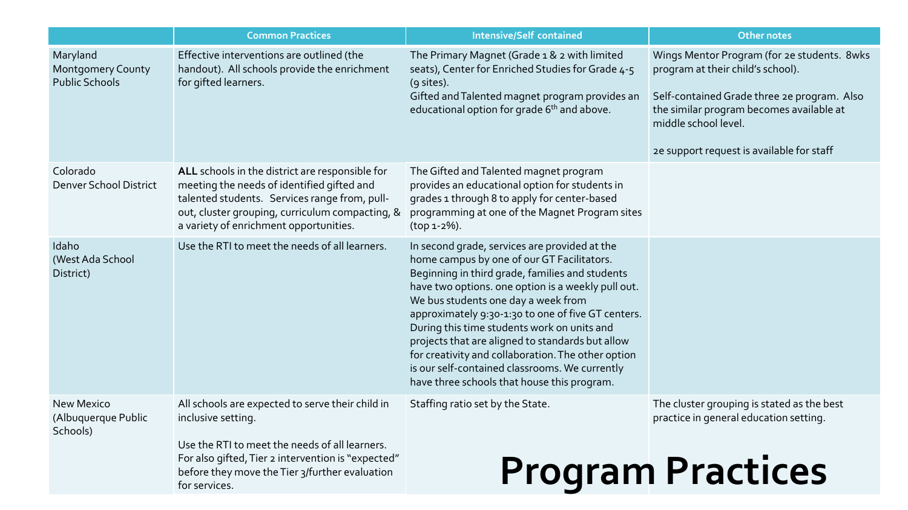# Program Practices

| | Common Practices | Intensive/Self contained | Other notes |
|---|---|---|---|
| Maryland Montgomery County Public Schools | Effective interventions are outlined (the handout). All schools provide the enrichment for gifted learners. | The Primary Magnet (Grade 1 & 2 with limited seats), Center for Enriched Studies for Grade 4-5 (9 sites).<br>Gifted and Talented magnet program provides an educational option for grade 6th and above. | Wings Mentor Program (for 2e students. 8wks program at their child's school).<br><br>Self-contained Grade three 2e program. Also the similar program becomes available at middle school level.<br><br>2e support request is available for staff |
| Colorado Denver School District | **ALL** schools in the district are responsible for meeting the needs of identified gifted and talented students. Services range from, pull-out, cluster grouping, curriculum compacting, & a variety of enrichment opportunities. | The Gifted and Talented magnet program provides an educational option for students in grades 1 through 8 to apply for center-based programming at one of the Magnet Program sites (top 1-2%). | |
| Idaho (West Ada School District) | Use the RTI to meet the needs of all learners. | In second grade, services are provided at the home campus by one of our GT Facilitators. Beginning in third grade, families and students have two options. one option is a weekly pull out. We bus students one day a week from approximately 9:30-1:30 to one of five GT centers. During this time students work on units and projects that are aligned to standards but allow for creativity and collaboration. The other option is our self-contained classrooms. We currently have three schools that house this program. | |
| New Mexico (Albuquerque Public Schools) | All schools are expected to serve their child in inclusive setting.<br><br>Use the RTI to meet the needs of all learners. For also gifted, Tier 2 intervention is "expected" before they move the Tier 3/further evaluation for services. | Staffing ratio set by the State. | The cluster grouping is stated as the best practice in general education setting. |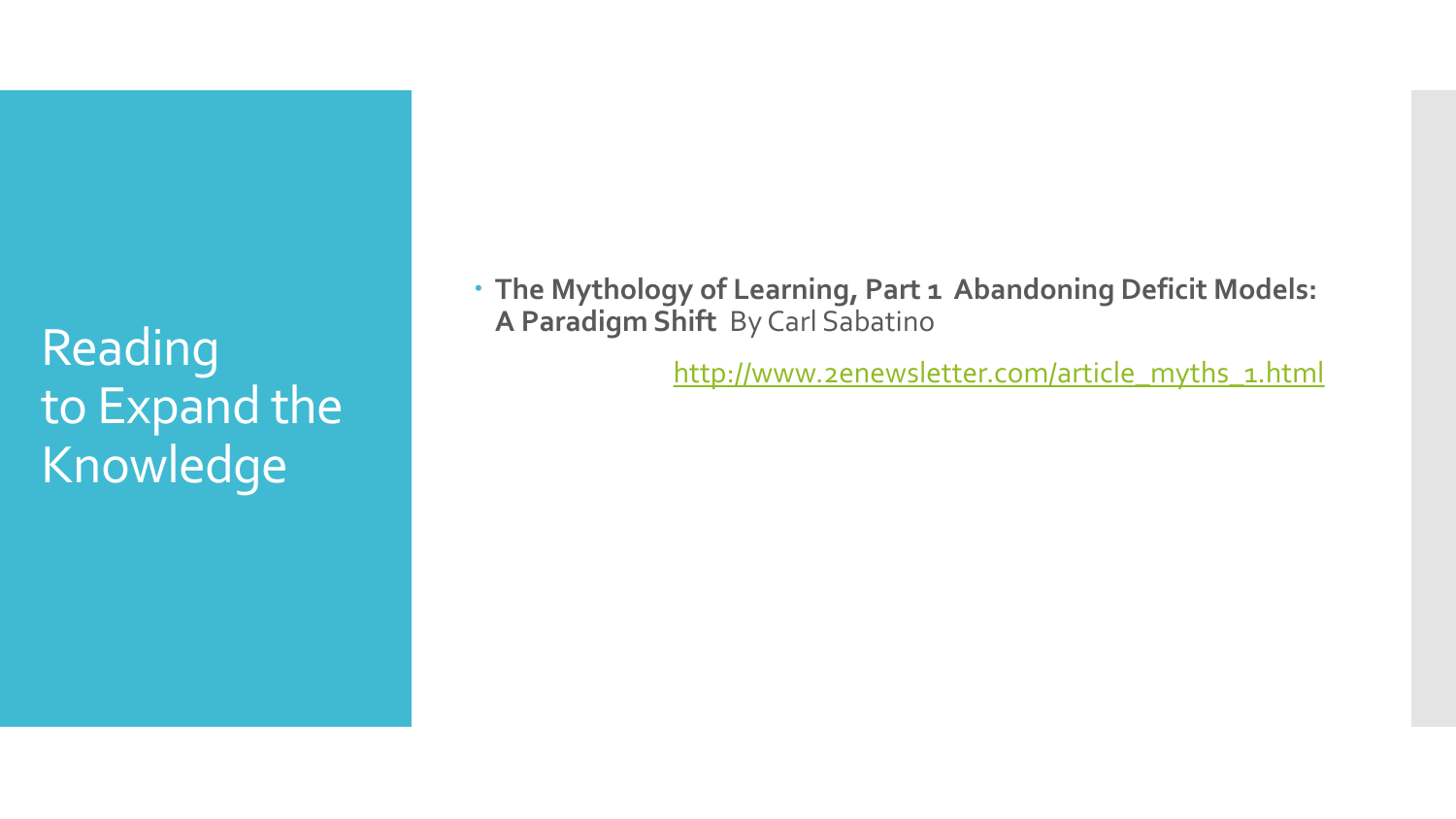# Reading to Expand the Knowledge

- **The Mythology of Learning, Part 1 Abandoning Deficit Models: A Paradigm Shift** By Carl Sabatino

  http://www.2enewsletter.com/article_myths_1.html